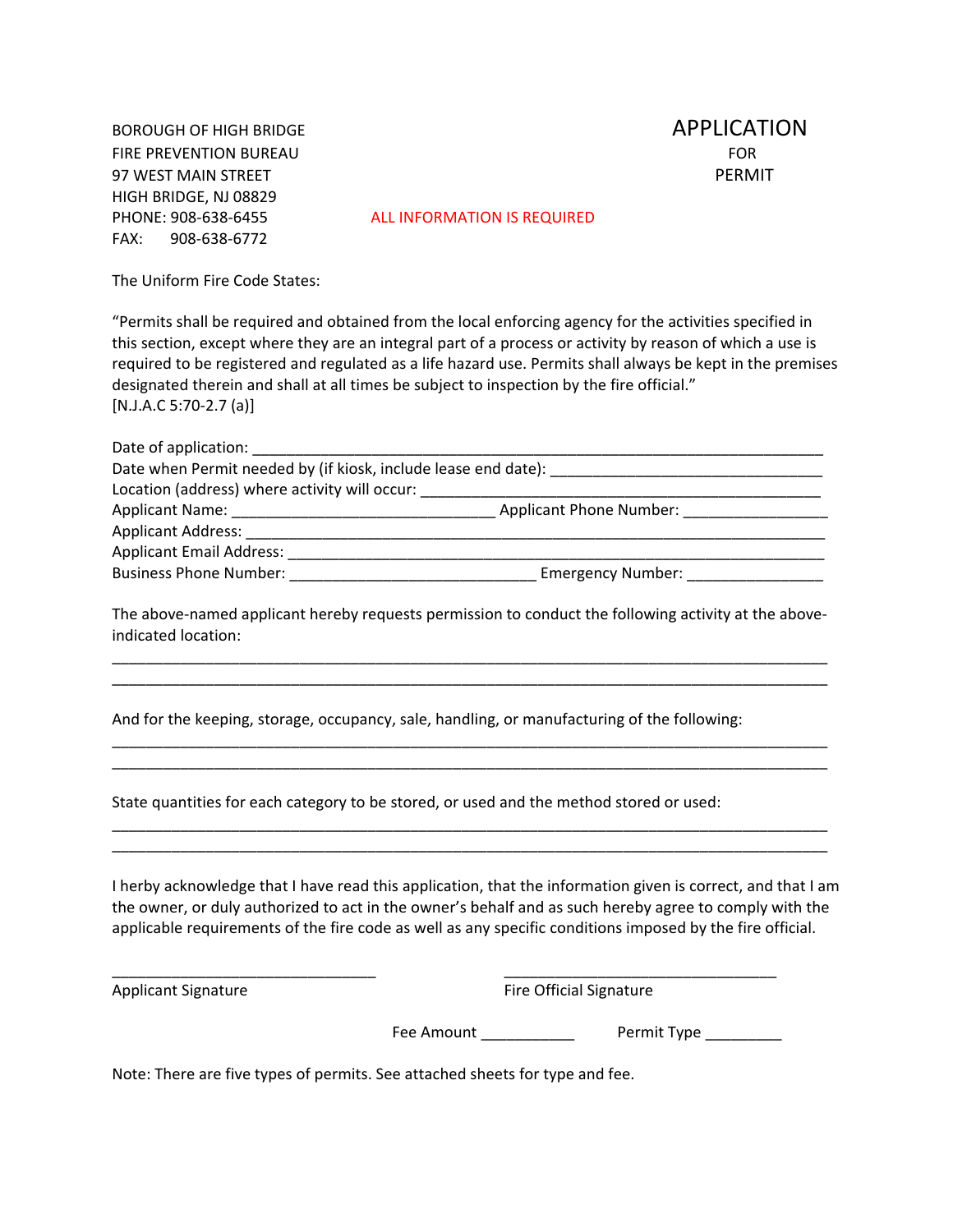BOROUGH OF HIGH BRIDGE
FIRE PREVENTION BUREAU
97 WEST MAIN STREET
HIGH BRIDGE, NJ 08829
PHONE: 908-638-6455
FAX: 908-638-6772

# APPLICATION FOR PERMIT

ALL INFORMATION IS REQUIRED

The Uniform Fire Code States:

"Permits shall be required and obtained from the local enforcing agency for the activities specified in this section, except where they are an integral part of a process or activity by reason of which a use is required to be registered and regulated as a life hazard use. Permits shall always be kept in the premises designated therein and shall at all times be subject to inspection by the fire official."
[N.J.A.C 5:70-2.7 (a)]

Date of application: ______________________________________________________________________

Date when Permit needed by (if kiosk, include lease end date): _______________________________

Location (address) where activity will occur: ______________________________________________

Applicant Name: ______________________________ Applicant Phone Number: ________________

Applicant Address: ___________________________________________________________________

Applicant Email Address: ______________________________________________________________

Business Phone Number: ____________________________ Emergency Number: _______________

The above-named applicant hereby requests permission to conduct the following activity at the above-indicated location:

_____________________________________________________________________________________

_____________________________________________________________________________________

And for the keeping, storage, occupancy, sale, handling, or manufacturing of the following:

_____________________________________________________________________________________

_____________________________________________________________________________________

State quantities for each category to be stored, or used and the method stored or used:

_____________________________________________________________________________________

_____________________________________________________________________________________

I herby acknowledge that I have read this application, that the information given is correct, and that I am the owner, or duly authorized to act in the owner's behalf and as such hereby agree to comply with the applicable requirements of the fire code as well as any specific conditions imposed by the fire official.

_______________________________ _______________________________

Applicant Signature Fire Official Signature

Fee Amount ___________ Permit Type _________

Note: There are five types of permits. See attached sheets for type and fee.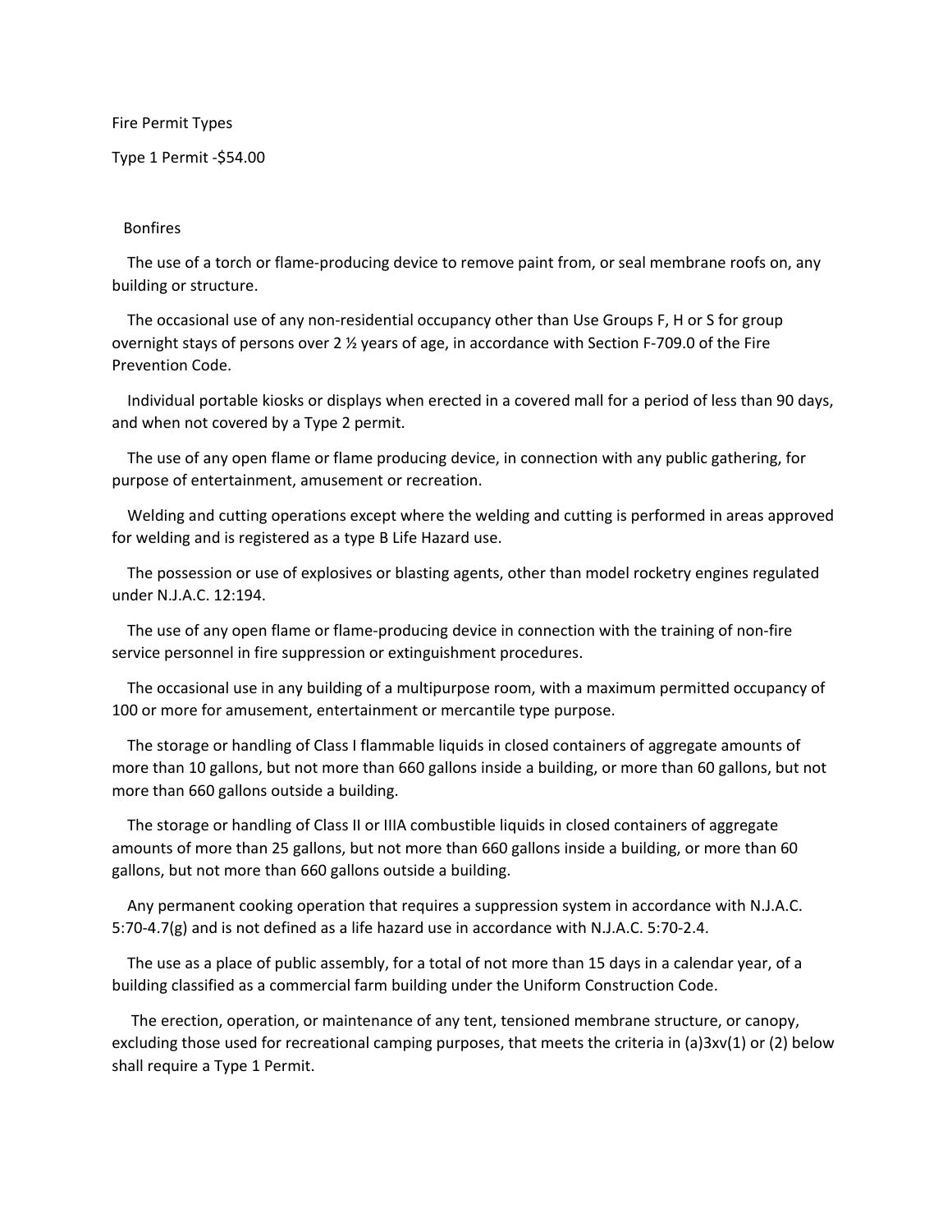Fire Permit Types

Type 1 Permit -$54.00

Bonfires

The use of a torch or flame-producing device to remove paint from, or seal membrane roofs on, any building or structure.

The occasional use of any non-residential occupancy other than Use Groups F, H or S for group overnight stays of persons over 2 ½ years of age, in accordance with Section F-709.0 of the Fire Prevention Code.

Individual portable kiosks or displays when erected in a covered mall for a period of less than 90 days, and when not covered by a Type 2 permit.

The use of any open flame or flame producing device, in connection with any public gathering, for purpose of entertainment, amusement or recreation.

Welding and cutting operations except where the welding and cutting is performed in areas approved for welding and is registered as a type B Life Hazard use.

The possession or use of explosives or blasting agents, other than model rocketry engines regulated under N.J.A.C. 12:194.

The use of any open flame or flame-producing device in connection with the training of non-fire service personnel in fire suppression or extinguishment procedures.

The occasional use in any building of a multipurpose room, with a maximum permitted occupancy of 100 or more for amusement, entertainment or mercantile type purpose.

The storage or handling of Class I flammable liquids in closed containers of aggregate amounts of more than 10 gallons, but not more than 660 gallons inside a building, or more than 60 gallons, but not more than 660 gallons outside a building.

The storage or handling of Class II or IIIA combustible liquids in closed containers of aggregate amounts of more than 25 gallons, but not more than 660 gallons inside a building, or more than 60 gallons, but not more than 660 gallons outside a building.

Any permanent cooking operation that requires a suppression system in accordance with N.J.A.C. 5:70-4.7(g) and is not defined as a life hazard use in accordance with N.J.A.C. 5:70-2.4.

The use as a place of public assembly, for a total of not more than 15 days in a calendar year, of a building classified as a commercial farm building under the Uniform Construction Code.

The erection, operation, or maintenance of any tent, tensioned membrane structure, or canopy, excluding those used for recreational camping purposes, that meets the criteria in (a)3xv(1) or (2) below shall require a Type 1 Permit.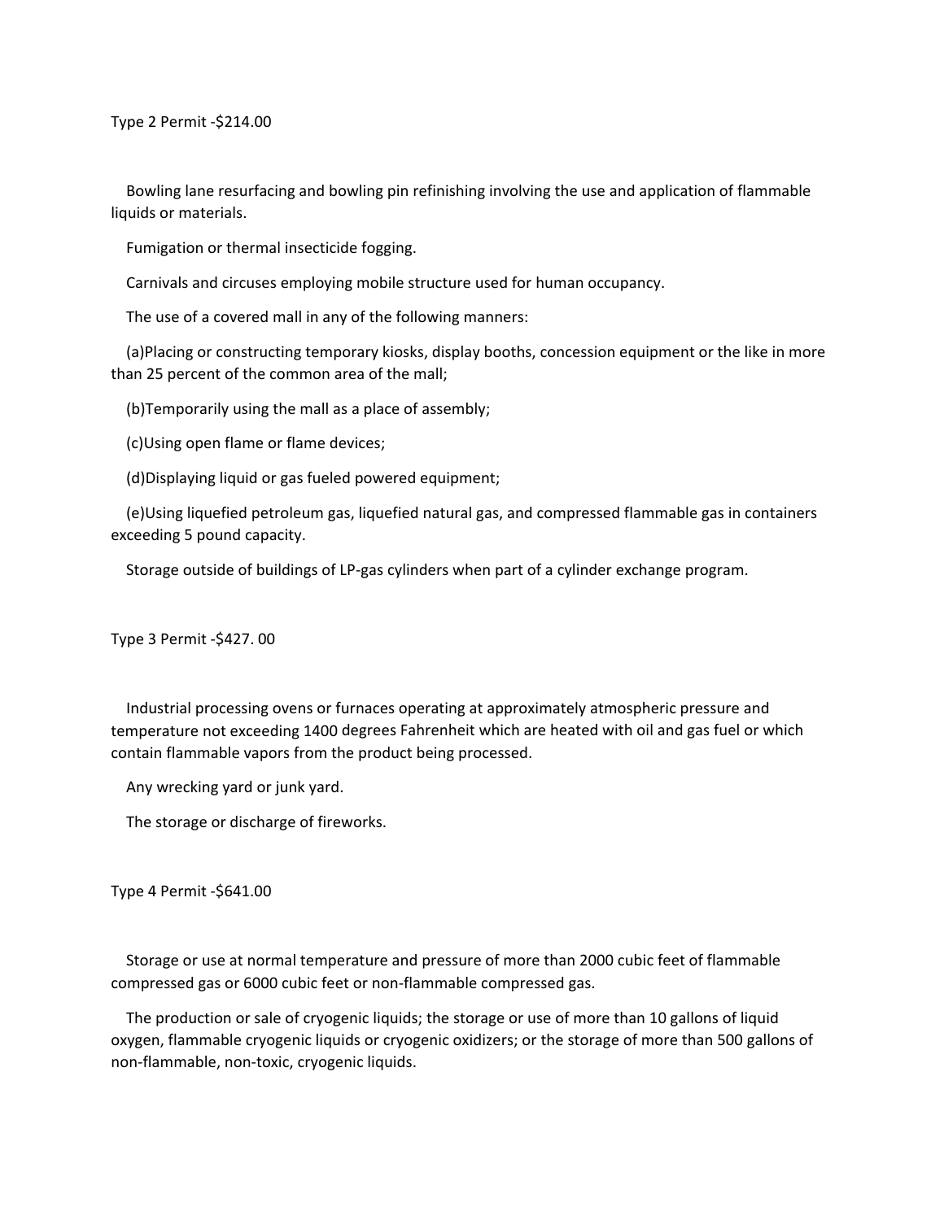Type 2 Permit -$214.00

Bowling lane resurfacing and bowling pin refinishing involving the use and application of flammable liquids or materials.

Fumigation or thermal insecticide fogging.

Carnivals and circuses employing mobile structure used for human occupancy.

The use of a covered mall in any of the following manners:

(a)Placing or constructing temporary kiosks, display booths, concession equipment or the like in more than 25 percent of the common area of the mall;

(b)Temporarily using the mall as a place of assembly;

(c)Using open flame or flame devices;

(d)Displaying liquid or gas fueled powered equipment;

(e)Using liquefied petroleum gas, liquefied natural gas, and compressed flammable gas in containers exceeding 5 pound capacity.

Storage outside of buildings of LP-gas cylinders when part of a cylinder exchange program.

Type 3 Permit -$427. 00

Industrial processing ovens or furnaces operating at approximately atmospheric pressure and temperature not exceeding 1400 degrees Fahrenheit which are heated with oil and gas fuel or which contain flammable vapors from the product being processed.

Any wrecking yard or junk yard.

The storage or discharge of fireworks.

Type 4 Permit -$641.00

Storage or use at normal temperature and pressure of more than 2000 cubic feet of flammable compressed gas or 6000 cubic feet or non-flammable compressed gas.

The production or sale of cryogenic liquids; the storage or use of more than 10 gallons of liquid oxygen, flammable cryogenic liquids or cryogenic oxidizers; or the storage of more than 500 gallons of non-flammable, non-toxic, cryogenic liquids.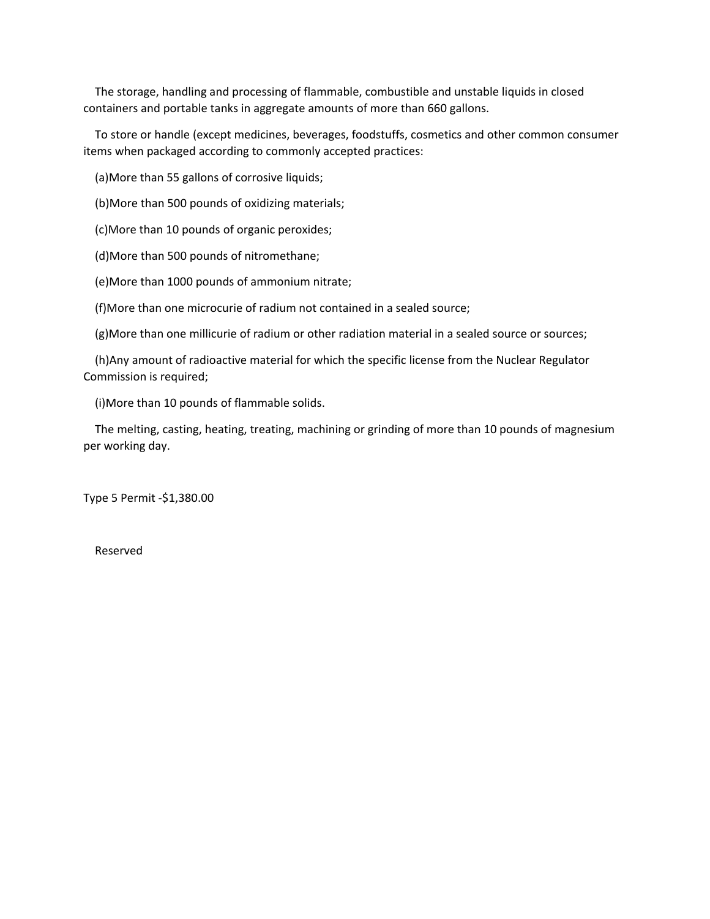The storage, handling and processing of flammable, combustible and unstable liquids in closed containers and portable tanks in aggregate amounts of more than 660 gallons.

To store or handle (except medicines, beverages, foodstuffs, cosmetics and other common consumer items when packaged according to commonly accepted practices:

(a)More than 55 gallons of corrosive liquids;

(b)More than 500 pounds of oxidizing materials;

(c)More than 10 pounds of organic peroxides;

(d)More than 500 pounds of nitromethane;

(e)More than 1000 pounds of ammonium nitrate;

(f)More than one microcurie of radium not contained in a sealed source;

(g)More than one millicurie of radium or other radiation material in a sealed source or sources;

(h)Any amount of radioactive material for which the specific license from the Nuclear Regulator Commission is required;

(i)More than 10 pounds of flammable solids.

The melting, casting, heating, treating, machining or grinding of more than 10 pounds of magnesium per working day.

Type 5 Permit -$1,380.00

Reserved